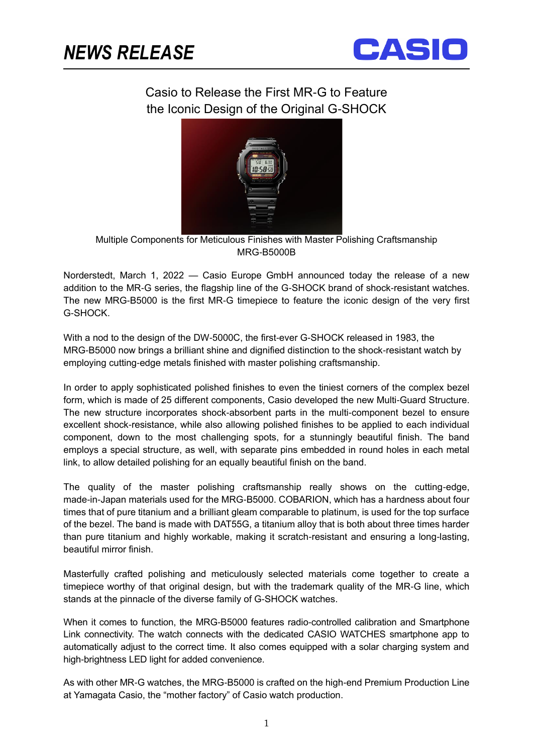# NEWS RELEASE

CASIO

## Casio to Release the First MR-G to Feature the Iconic Design of the Original G-SHOCK

Multiple Components for Meticulous Finishes with Master Polishing Craftsmanship
MRG-B5000B

Norderstedt, March 1, 2022 — Casio Europe GmbH announced today the release of a new addition to the MR-G series, the flagship line of the G-SHOCK brand of shock-resistant watches. The new MRG-B5000 is the first MR-G timepiece to feature the iconic design of the very first G-SHOCK.

With a nod to the design of the DW-5000C, the first-ever G-SHOCK released in 1983, the MRG-B5000 now brings a brilliant shine and dignified distinction to the shock-resistant watch by employing cutting-edge metals finished with master polishing craftsmanship.

In order to apply sophisticated polished finishes to even the tiniest corners of the complex bezel form, which is made of 25 different components, Casio developed the new Multi-Guard Structure. The new structure incorporates shock-absorbent parts in the multi-component bezel to ensure excellent shock-resistance, while also allowing polished finishes to be applied to each individual component, down to the most challenging spots, for a stunningly beautiful finish. The band employs a special structure, as well, with separate pins embedded in round holes in each metal link, to allow detailed polishing for an equally beautiful finish on the band.

The quality of the master polishing craftsmanship really shows on the cutting-edge, made-in-Japan materials used for the MRG-B5000. COBARION, which has a hardness about four times that of pure titanium and a brilliant gleam comparable to platinum, is used for the top surface of the bezel. The band is made with DAT55G, a titanium alloy that is both about three times harder than pure titanium and highly workable, making it scratch-resistant and ensuring a long-lasting, beautiful mirror finish.

Masterfully crafted polishing and meticulously selected materials come together to create a timepiece worthy of that original design, but with the trademark quality of the MR-G line, which stands at the pinnacle of the diverse family of G-SHOCK watches.

When it comes to function, the MRG-B5000 features radio-controlled calibration and Smartphone Link connectivity. The watch connects with the dedicated CASIO WATCHES smartphone app to automatically adjust to the correct time. It also comes equipped with a solar charging system and high-brightness LED light for added convenience.

As with other MR-G watches, the MRG-B5000 is crafted on the high-end Premium Production Line at Yamagata Casio, the “mother factory” of Casio watch production.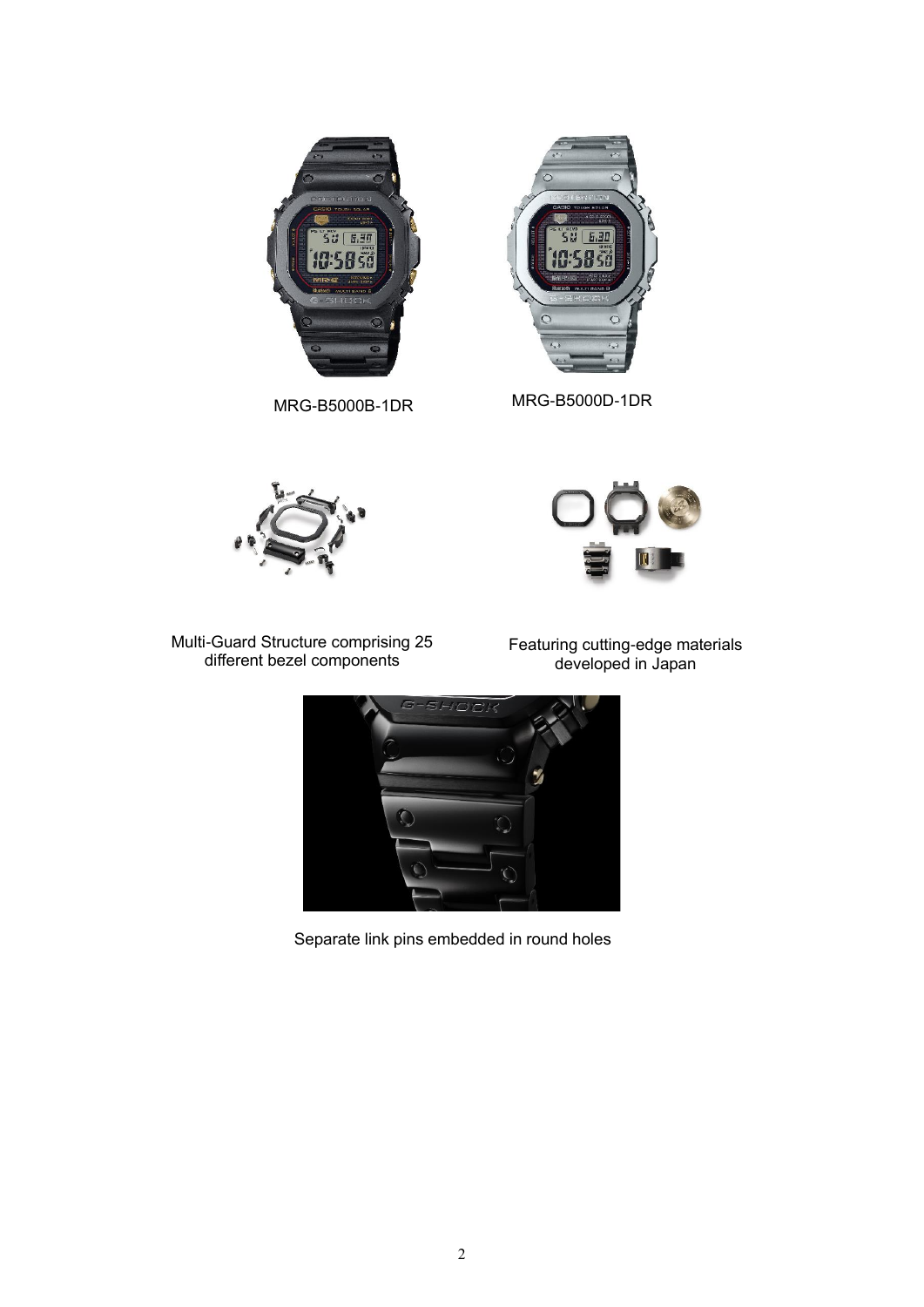MRG-B5000B-1DR

MRG-B5000D-1DR

Multi-Guard Structure comprising 25 different bezel components

Featuring cutting-edge materials developed in Japan

Separate link pins embedded in round holes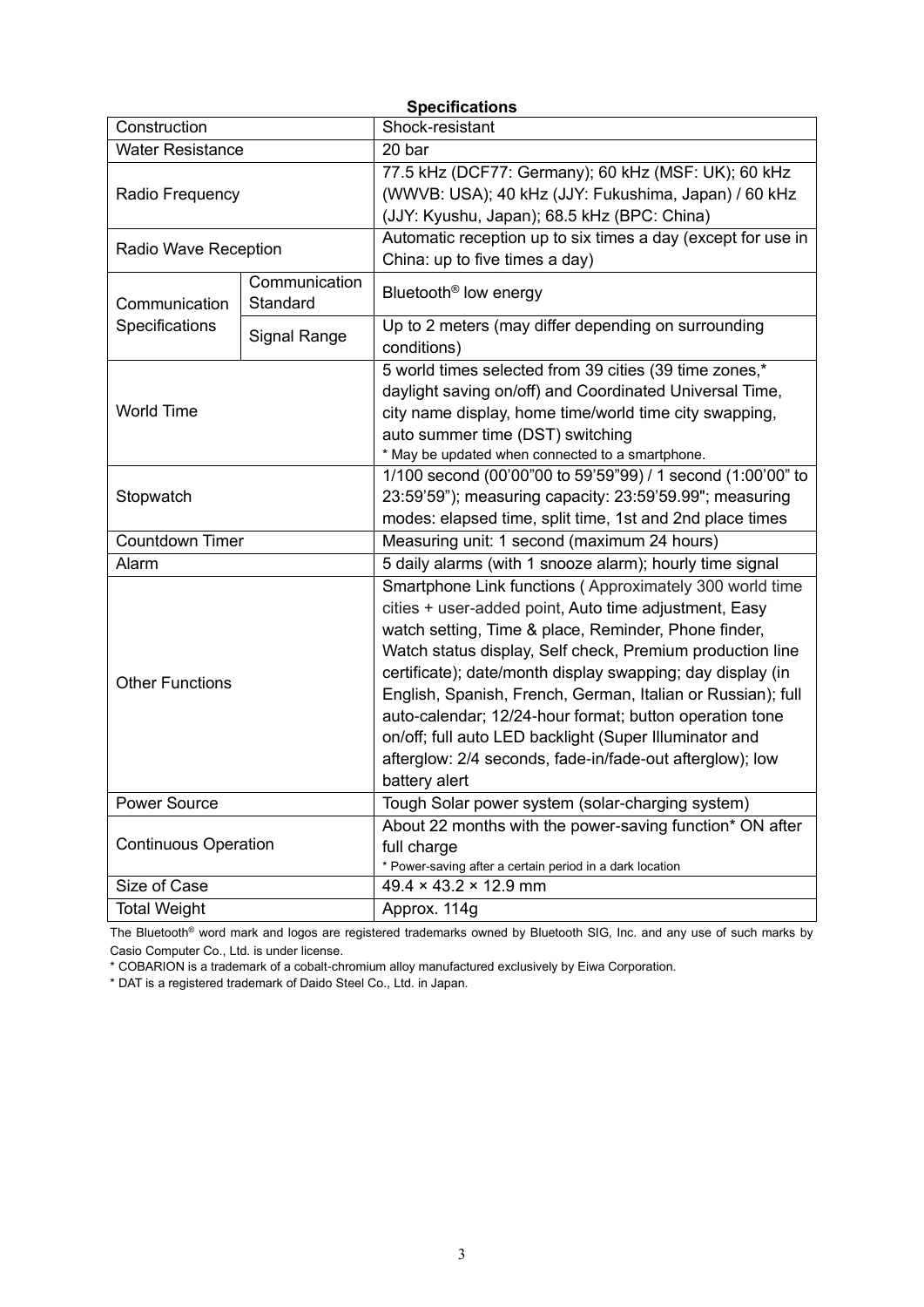**Specifications**

| | | |
|---|---|---|
| Construction | | Shock-resistant |
| Water Resistance | | 20 bar |
| Radio Frequency | | 77.5 kHz (DCF77: Germany); 60 kHz (MSF: UK); 60 kHz (WWVB: USA); 40 kHz (JJY: Fukushima, Japan) / 60 kHz (JJY: Kyushu, Japan); 68.5 kHz (BPC: China) |
| Radio Wave Reception | | Automatic reception up to six times a day (except for use in China: up to five times a day) |
| Communication Specifications | Communication Standard | Bluetooth® low energy |
| | Signal Range | Up to 2 meters (may differ depending on surrounding conditions) |
| World Time | | 5 world times selected from 39 cities (39 time zones,* daylight saving on/off) and Coordinated Universal Time, city name display, home time/world time city swapping, auto summer time (DST) switching<br>* May be updated when connected to a smartphone. |
| Stopwatch | | 1/100 second (00'00"00 to 59'59"99) / 1 second (1:00'00" to 23:59'59"); measuring capacity: 23:59'59.99"; measuring modes: elapsed time, split time, 1st and 2nd place times |
| Countdown Timer | | Measuring unit: 1 second (maximum 24 hours) |
| Alarm | | 5 daily alarms (with 1 snooze alarm); hourly time signal |
| Other Functions | | Smartphone Link functions ( Approximately 300 world time cities + user-added point, Auto time adjustment, Easy watch setting, Time & place, Reminder, Phone finder, Watch status display, Self check, Premium production line certificate); date/month display swapping; day display (in English, Spanish, French, German, Italian or Russian); full auto-calendar; 12/24-hour format; button operation tone on/off; full auto LED backlight (Super Illuminator and afterglow: 2/4 seconds, fade-in/fade-out afterglow); low battery alert |
| Power Source | | Tough Solar power system (solar-charging system) |
| Continuous Operation | | About 22 months with the power-saving function* ON after full charge<br>* Power-saving after a certain period in a dark location |
| Size of Case | | 49.4 × 43.2 × 12.9 mm |
| Total Weight | | Approx. 114g |

The Bluetooth® word mark and logos are registered trademarks owned by Bluetooth SIG, Inc. and any use of such marks by Casio Computer Co., Ltd. is under license.

* COBARION is a trademark of a cobalt-chromium alloy manufactured exclusively by Eiwa Corporation.
* DAT is a registered trademark of Daido Steel Co., Ltd. in Japan.